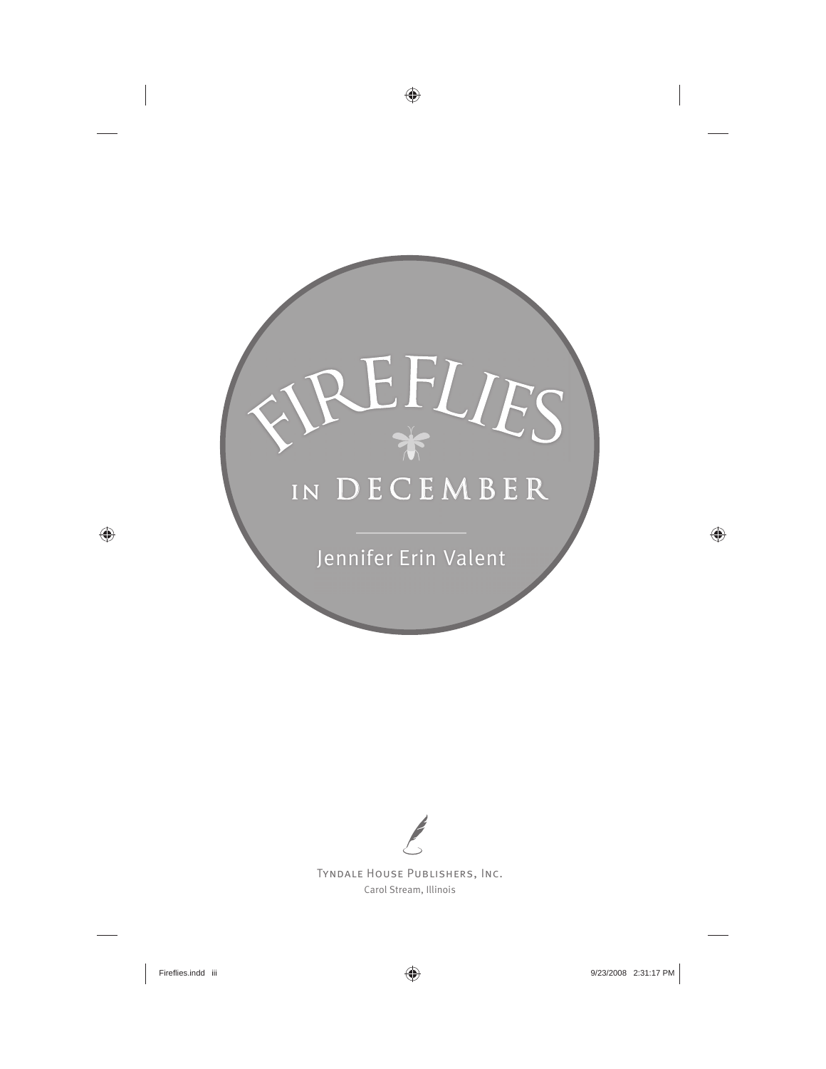# FIREFLIES IN DECEMBER

Jennifer Erin Valent

Tyndale House Publishers, Inc.
Carol Stream, Illinois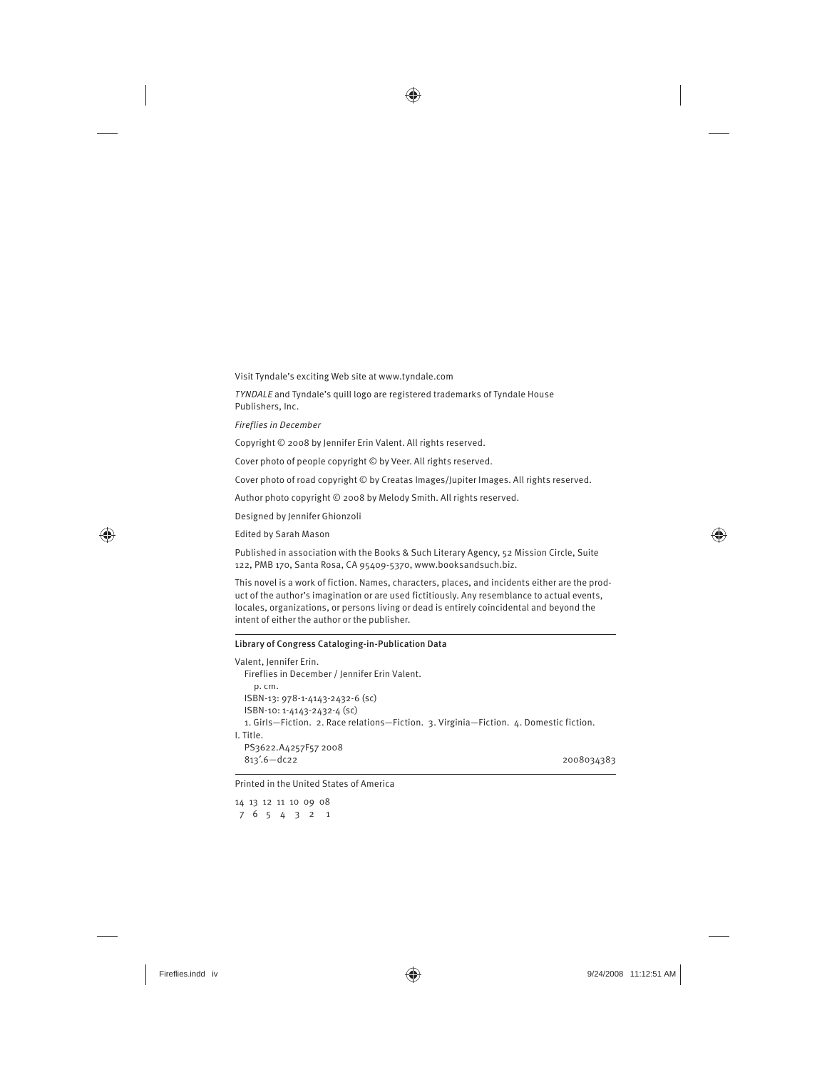Visit Tyndale's exciting Web site at www.tyndale.com

*TYNDALE* and Tyndale's quill logo are registered trademarks of Tyndale House Publishers, Inc.

*Fireflies in December*

Copyright © 2008 by Jennifer Erin Valent. All rights reserved.

Cover photo of people copyright © by Veer. All rights reserved.

Cover photo of road copyright © by Creatas Images/Jupiter Images. All rights reserved.

Author photo copyright © 2008 by Melody Smith. All rights reserved.

Designed by Jennifer Ghionzoli

Edited by Sarah Mason

Published in association with the Books & Such Literary Agency, 52 Mission Circle, Suite 122, PMB 170, Santa Rosa, CA 95409-5370, www.booksandsuch.biz.

This novel is a work of fiction. Names, characters, places, and incidents either are the product of the author's imagination or are used fictitiously. Any resemblance to actual events, locales, organizations, or persons living or dead is entirely coincidental and beyond the intent of either the author or the publisher.

---

**Library of Congress Cataloging-in-Publication Data**

Valent, Jennifer Erin.
  Fireflies in December / Jennifer Erin Valent.
    p. cm.
  ISBN-13: 978-1-4143-2432-6 (sc)
  ISBN-10: 1-4143-2432-4 (sc)
  1. Girls—Fiction. 2. Race relations—Fiction. 3. Virginia—Fiction. 4. Domestic fiction.
I. Title.
  PS3622.A4257F57 2008
  813′.6—dc22                                        2008034383

---

Printed in the United States of America

14 13 12 11 10 09 08
7 6 5 4 3 2 1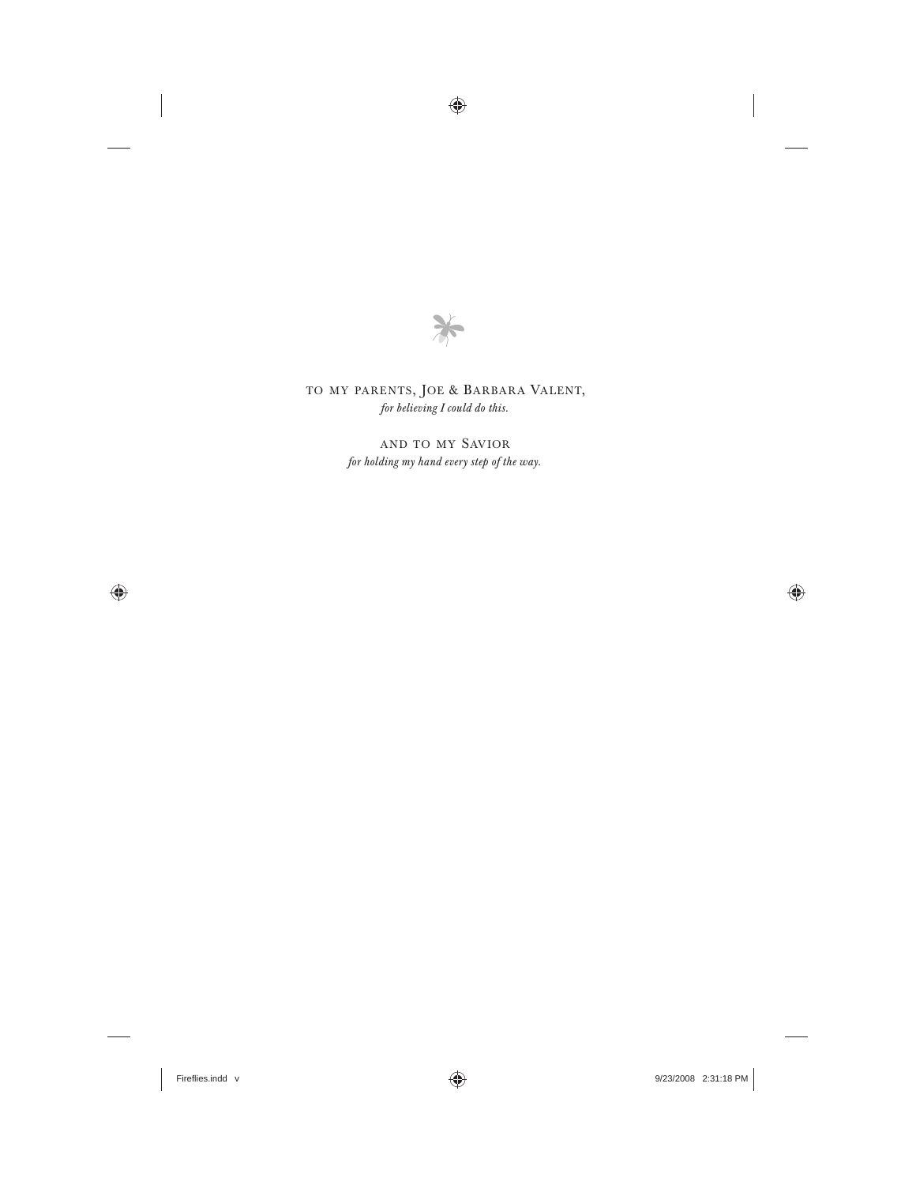to my parents, Joe & Barbara Valent,
*for believing I could do this.*

and to my Savior
*for holding my hand every step of the way.*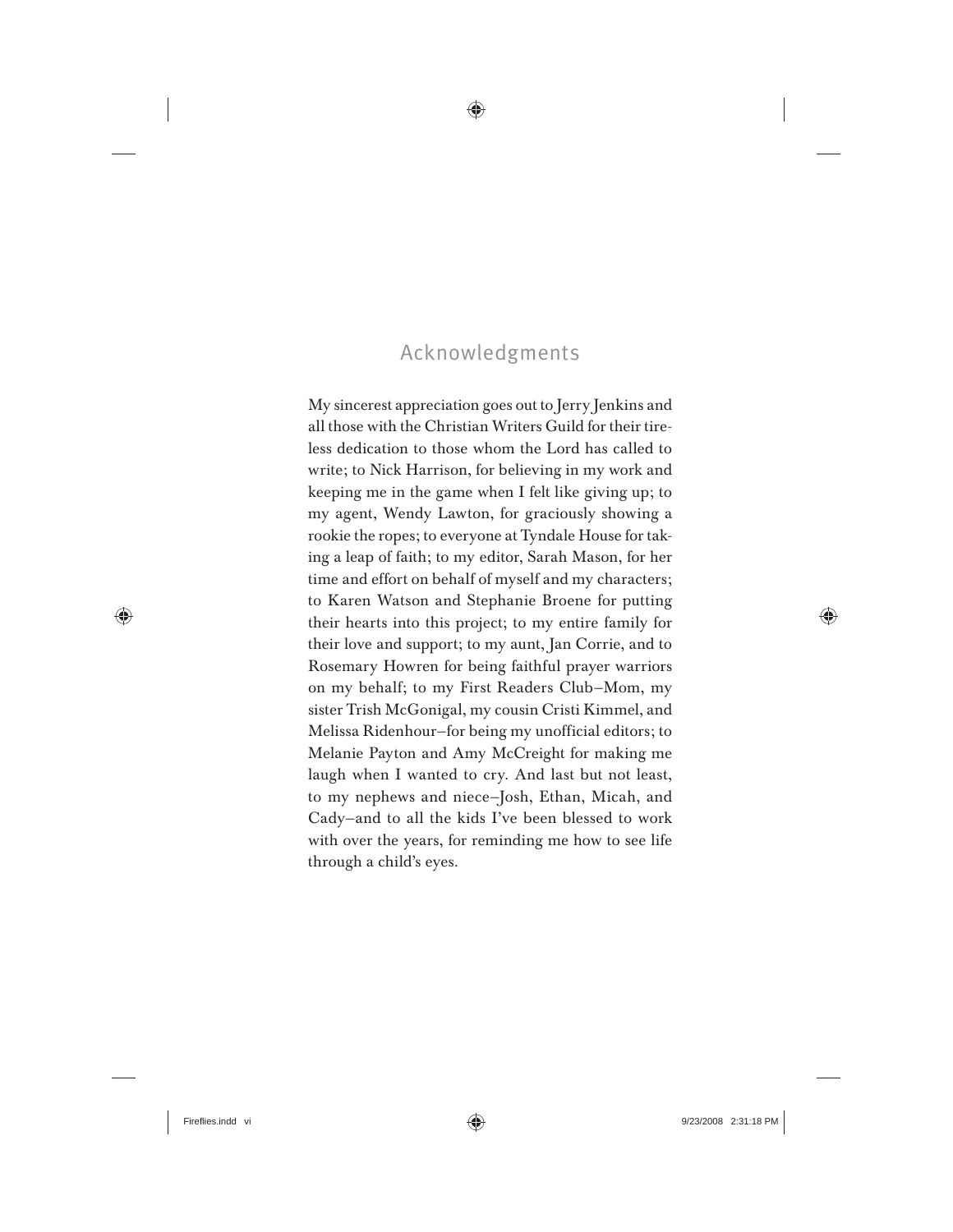# Acknowledgments

My sincerest appreciation goes out to Jerry Jenkins and all those with the Christian Writers Guild for their tireless dedication to those whom the Lord has called to write; to Nick Harrison, for believing in my work and keeping me in the game when I felt like giving up; to my agent, Wendy Lawton, for graciously showing a rookie the ropes; to everyone at Tyndale House for taking a leap of faith; to my editor, Sarah Mason, for her time and effort on behalf of myself and my characters; to Karen Watson and Stephanie Broene for putting their hearts into this project; to my entire family for their love and support; to my aunt, Jan Corrie, and to Rosemary Howren for being faithful prayer warriors on my behalf; to my First Readers Club—Mom, my sister Trish McGonigal, my cousin Cristi Kimmel, and Melissa Ridenhour—for being my unofficial editors; to Melanie Payton and Amy McCreight for making me laugh when I wanted to cry. And last but not least, to my nephews and niece—Josh, Ethan, Micah, and Cady—and to all the kids I've been blessed to work with over the years, for reminding me how to see life through a child's eyes.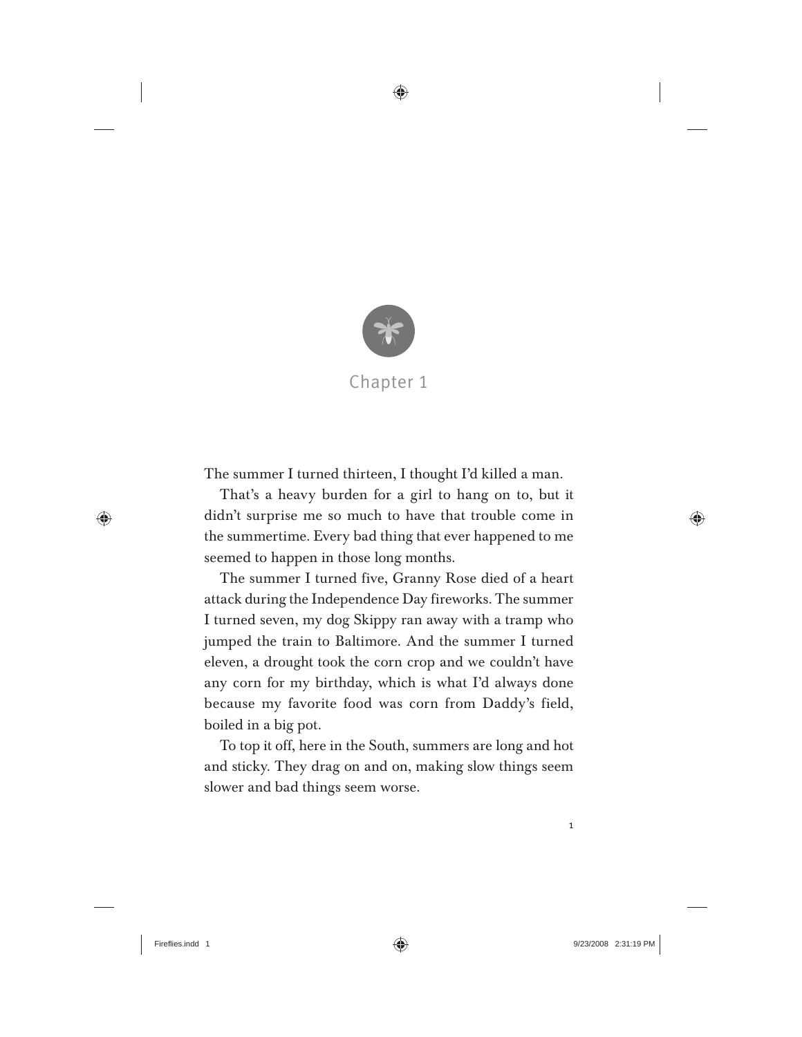# Chapter 1

The summer I turned thirteen, I thought I'd killed a man.

That's a heavy burden for a girl to hang on to, but it didn't surprise me so much to have that trouble come in the summertime. Every bad thing that ever happened to me seemed to happen in those long months.

The summer I turned five, Granny Rose died of a heart attack during the Independence Day fireworks. The summer I turned seven, my dog Skippy ran away with a tramp who jumped the train to Baltimore. And the summer I turned eleven, a drought took the corn crop and we couldn't have any corn for my birthday, which is what I'd always done because my favorite food was corn from Daddy's field, boiled in a big pot.

To top it off, here in the South, summers are long and hot and sticky. They drag on and on, making slow things seem slower and bad things seem worse.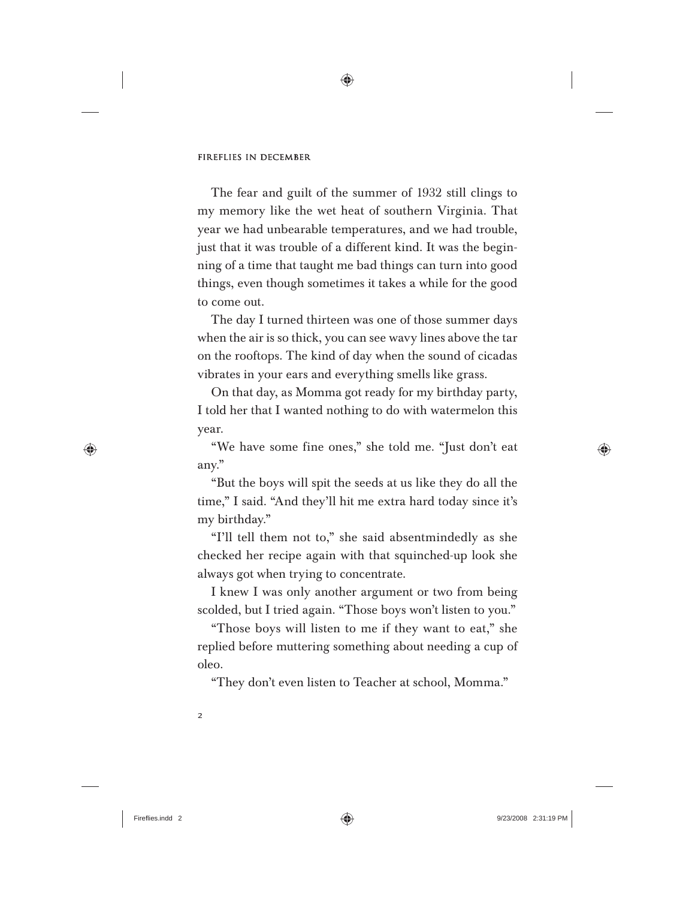The fear and guilt of the summer of 1932 still clings to my memory like the wet heat of southern Virginia. That year we had unbearable temperatures, and we had trouble, just that it was trouble of a different kind. It was the beginning of a time that taught me bad things can turn into good things, even though sometimes it takes a while for the good to come out.

The day I turned thirteen was one of those summer days when the air is so thick, you can see wavy lines above the tar on the rooftops. The kind of day when the sound of cicadas vibrates in your ears and everything smells like grass.

On that day, as Momma got ready for my birthday party, I told her that I wanted nothing to do with watermelon this year.

"We have some fine ones," she told me. "Just don't eat any."

"But the boys will spit the seeds at us like they do all the time," I said. "And they'll hit me extra hard today since it's my birthday."

"I'll tell them not to," she said absentmindedly as she checked her recipe again with that squinched-up look she always got when trying to concentrate.

I knew I was only another argument or two from being scolded, but I tried again. "Those boys won't listen to you."

"Those boys will listen to me if they want to eat," she replied before muttering something about needing a cup of oleo.

"They don't even listen to Teacher at school, Momma."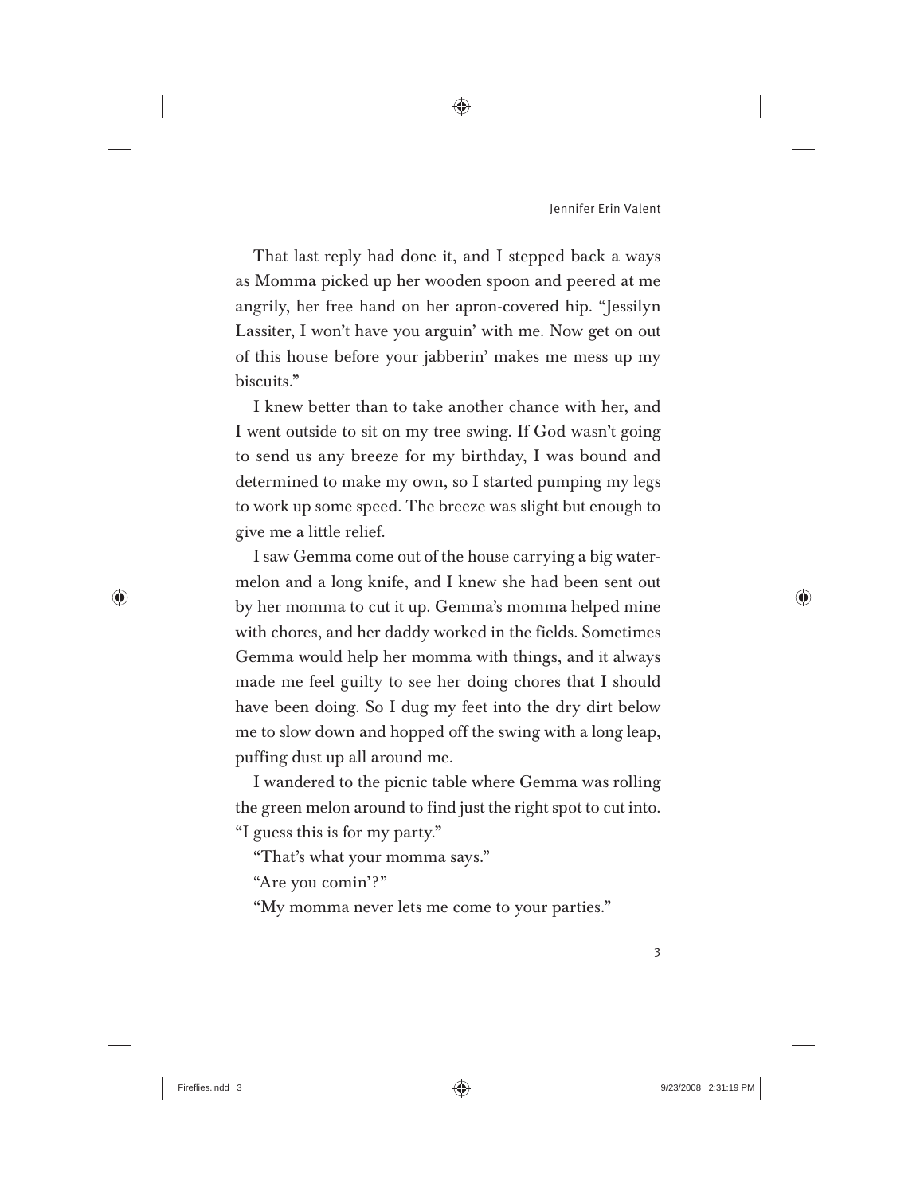That last reply had done it, and I stepped back a ways as Momma picked up her wooden spoon and peered at me angrily, her free hand on her apron-covered hip. "Jessilyn Lassiter, I won't have you arguin' with me. Now get on out of this house before your jabberin' makes me mess up my biscuits."

I knew better than to take another chance with her, and I went outside to sit on my tree swing. If God wasn't going to send us any breeze for my birthday, I was bound and determined to make my own, so I started pumping my legs to work up some speed. The breeze was slight but enough to give me a little relief.

I saw Gemma come out of the house carrying a big watermelon and a long knife, and I knew she had been sent out by her momma to cut it up. Gemma's momma helped mine with chores, and her daddy worked in the fields. Sometimes Gemma would help her momma with things, and it always made me feel guilty to see her doing chores that I should have been doing. So I dug my feet into the dry dirt below me to slow down and hopped off the swing with a long leap, puffing dust up all around me.

I wandered to the picnic table where Gemma was rolling the green melon around to find just the right spot to cut into. "I guess this is for my party."

"That's what your momma says."

"Are you comin'?"

"My momma never lets me come to your parties."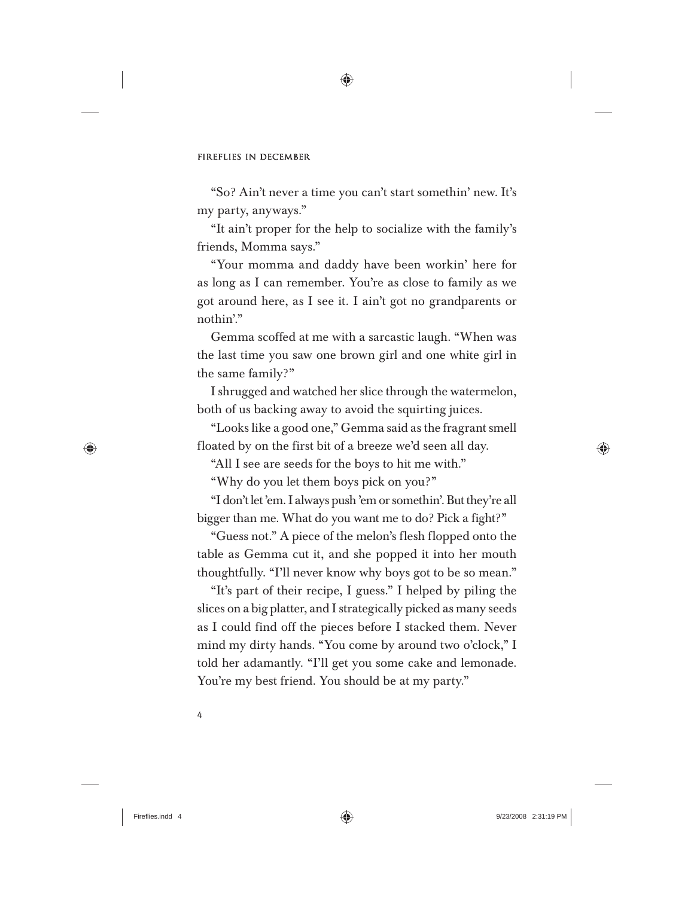"So? Ain't never a time you can't start somethin' new. It's my party, anyways."

"It ain't proper for the help to socialize with the family's friends, Momma says."

"Your momma and daddy have been workin' here for as long as I can remember. You're as close to family as we got around here, as I see it. I ain't got no grandparents or nothin'."

Gemma scoffed at me with a sarcastic laugh. "When was the last time you saw one brown girl and one white girl in the same family?"

I shrugged and watched her slice through the watermelon, both of us backing away to avoid the squirting juices.

"Looks like a good one," Gemma said as the fragrant smell floated by on the first bit of a breeze we'd seen all day.

"All I see are seeds for the boys to hit me with."

"Why do you let them boys pick on you?"

"I don't let 'em. I always push 'em or somethin'. But they're all bigger than me. What do you want me to do? Pick a fight?"

"Guess not." A piece of the melon's flesh flopped onto the table as Gemma cut it, and she popped it into her mouth thoughtfully. "I'll never know why boys got to be so mean."

"It's part of their recipe, I guess." I helped by piling the slices on a big platter, and I strategically picked as many seeds as I could find off the pieces before I stacked them. Never mind my dirty hands. "You come by around two o'clock," I told her adamantly. "I'll get you some cake and lemonade. You're my best friend. You should be at my party."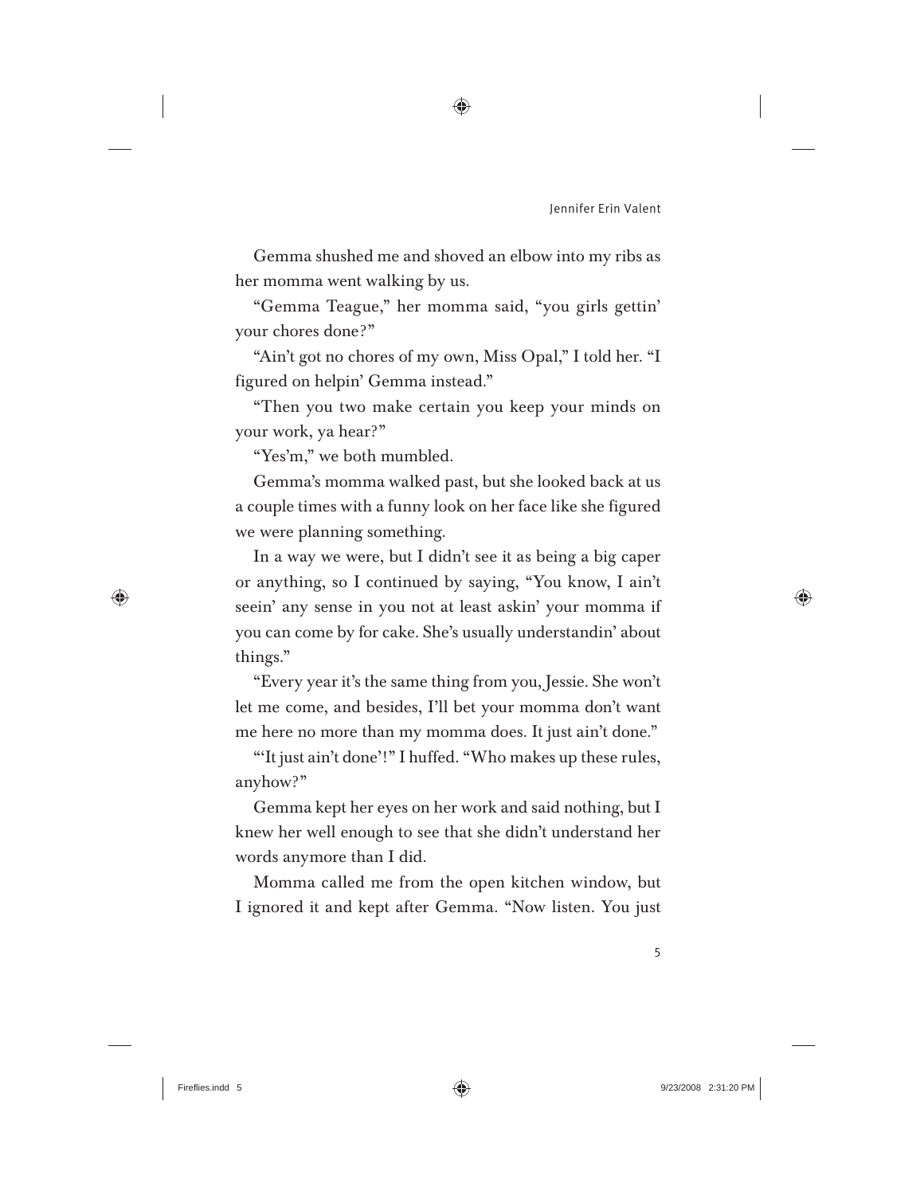Gemma shushed me and shoved an elbow into my ribs as her momma went walking by us.

"Gemma Teague," her momma said, "you girls gettin' your chores done?"

"Ain't got no chores of my own, Miss Opal," I told her. "I figured on helpin' Gemma instead."

"Then you two make certain you keep your minds on your work, ya hear?"

"Yes'm," we both mumbled.

Gemma's momma walked past, but she looked back at us a couple times with a funny look on her face like she figured we were planning something.

In a way we were, but I didn't see it as being a big caper or anything, so I continued by saying, "You know, I ain't seein' any sense in you not at least askin' your momma if you can come by for cake. She's usually understandin' about things."

"Every year it's the same thing from you, Jessie. She won't let me come, and besides, I'll bet your momma don't want me here no more than my momma does. It just ain't done."

"'It just ain't done'!" I huffed. "Who makes up these rules, anyhow?"

Gemma kept her eyes on her work and said nothing, but I knew her well enough to see that she didn't understand her words anymore than I did.

Momma called me from the open kitchen window, but I ignored it and kept after Gemma. "Now listen. You just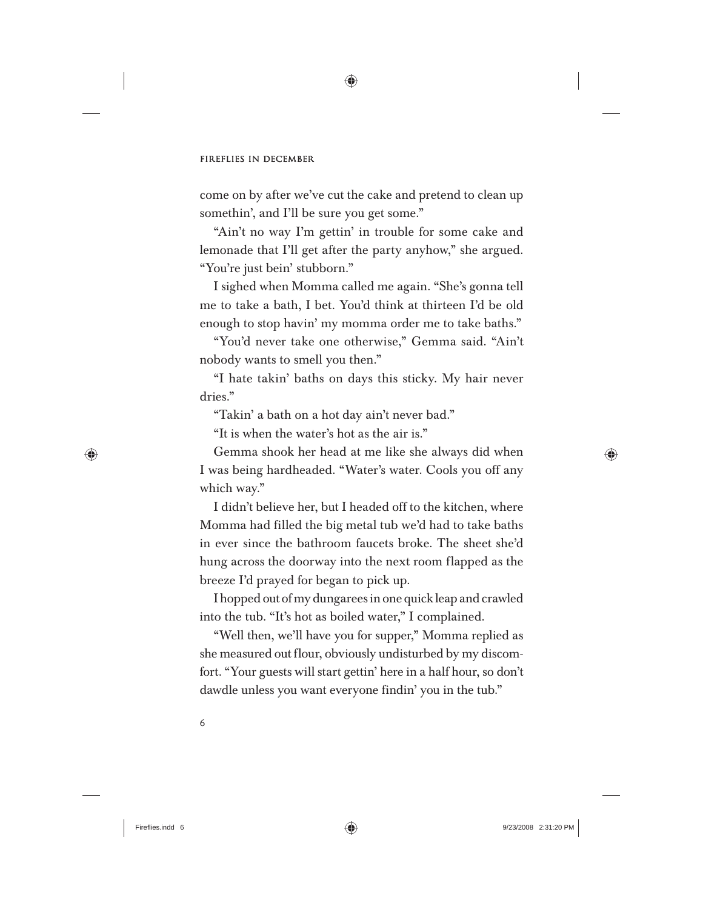come on by after we've cut the cake and pretend to clean up somethin', and I'll be sure you get some."

"Ain't no way I'm gettin' in trouble for some cake and lemonade that I'll get after the party anyhow," she argued. "You're just bein' stubborn."

I sighed when Momma called me again. "She's gonna tell me to take a bath, I bet. You'd think at thirteen I'd be old enough to stop havin' my momma order me to take baths."

"You'd never take one otherwise," Gemma said. "Ain't nobody wants to smell you then."

"I hate takin' baths on days this sticky. My hair never dries."

"Takin' a bath on a hot day ain't never bad."

"It is when the water's hot as the air is."

Gemma shook her head at me like she always did when I was being hardheaded. "Water's water. Cools you off any which way."

I didn't believe her, but I headed off to the kitchen, where Momma had filled the big metal tub we'd had to take baths in ever since the bathroom faucets broke. The sheet she'd hung across the doorway into the next room flapped as the breeze I'd prayed for began to pick up.

I hopped out of my dungarees in one quick leap and crawled into the tub. "It's hot as boiled water," I complained.

"Well then, we'll have you for supper," Momma replied as she measured out flour, obviously undisturbed by my discomfort. "Your guests will start gettin' here in a half hour, so don't dawdle unless you want everyone findin' you in the tub."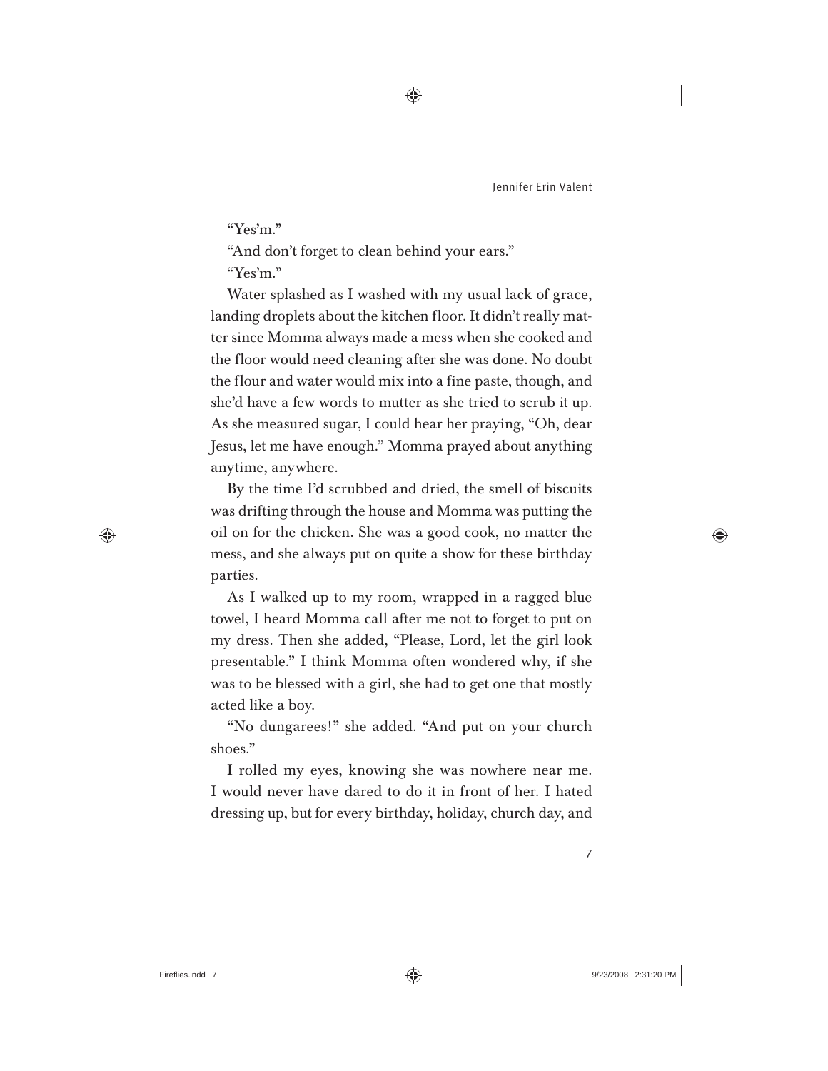"Yes'm."

"And don't forget to clean behind your ears."

"Yes'm."

Water splashed as I washed with my usual lack of grace, landing droplets about the kitchen floor. It didn't really matter since Momma always made a mess when she cooked and the floor would need cleaning after she was done. No doubt the flour and water would mix into a fine paste, though, and she'd have a few words to mutter as she tried to scrub it up. As she measured sugar, I could hear her praying, "Oh, dear Jesus, let me have enough." Momma prayed about anything anytime, anywhere.

By the time I'd scrubbed and dried, the smell of biscuits was drifting through the house and Momma was putting the oil on for the chicken. She was a good cook, no matter the mess, and she always put on quite a show for these birthday parties.

As I walked up to my room, wrapped in a ragged blue towel, I heard Momma call after me not to forget to put on my dress. Then she added, "Please, Lord, let the girl look presentable." I think Momma often wondered why, if she was to be blessed with a girl, she had to get one that mostly acted like a boy.

"No dungarees!" she added. "And put on your church shoes."

I rolled my eyes, knowing she was nowhere near me. I would never have dared to do it in front of her. I hated dressing up, but for every birthday, holiday, church day, and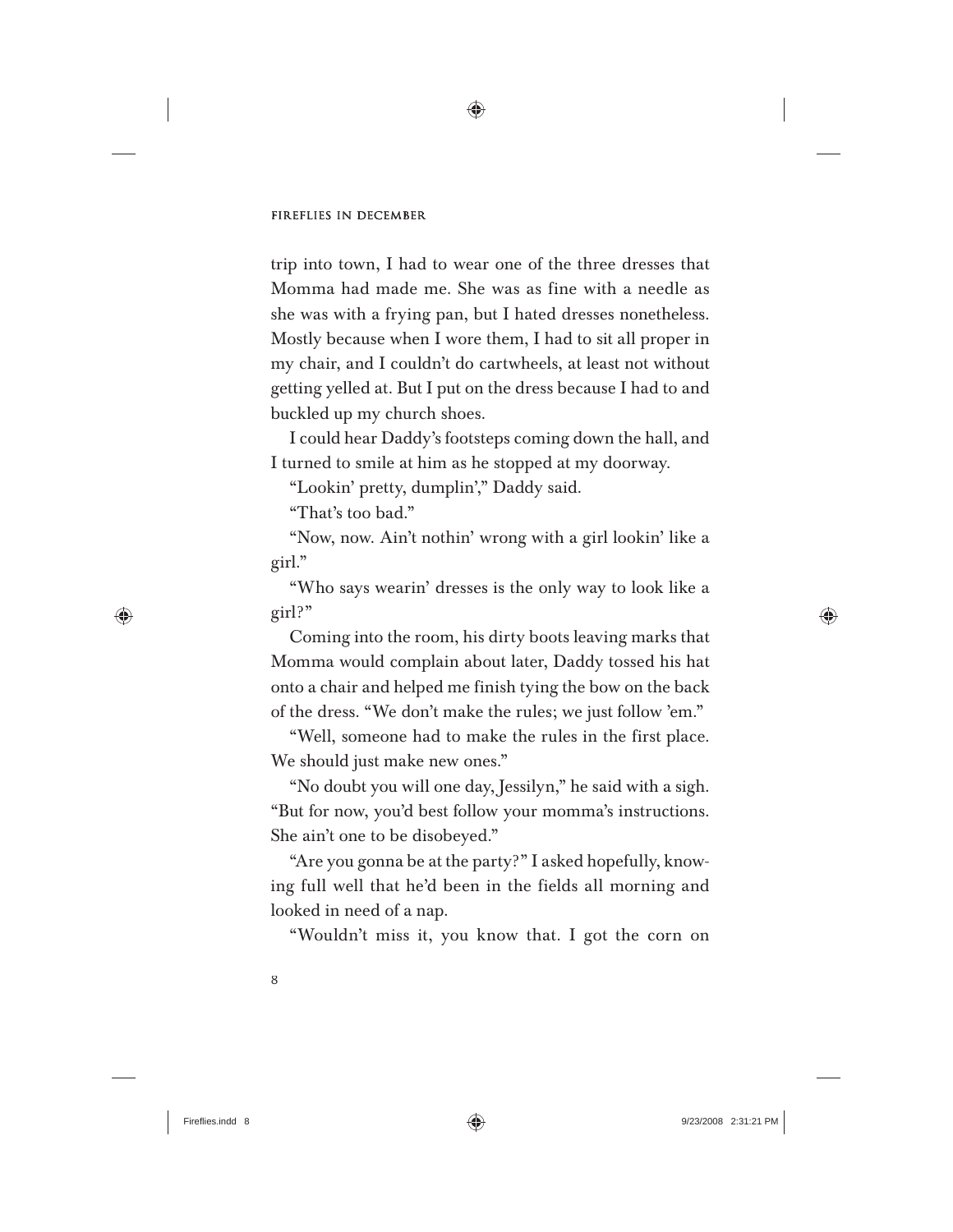trip into town, I had to wear one of the three dresses that Momma had made me. She was as fine with a needle as she was with a frying pan, but I hated dresses nonetheless. Mostly because when I wore them, I had to sit all proper in my chair, and I couldn't do cartwheels, at least not without getting yelled at. But I put on the dress because I had to and buckled up my church shoes.

I could hear Daddy's footsteps coming down the hall, and I turned to smile at him as he stopped at my doorway.

"Lookin' pretty, dumplin'," Daddy said.

"That's too bad."

"Now, now. Ain't nothin' wrong with a girl lookin' like a girl."

"Who says wearin' dresses is the only way to look like a girl?"

Coming into the room, his dirty boots leaving marks that Momma would complain about later, Daddy tossed his hat onto a chair and helped me finish tying the bow on the back of the dress. "We don't make the rules; we just follow 'em."

"Well, someone had to make the rules in the first place. We should just make new ones."

"No doubt you will one day, Jessilyn," he said with a sigh. "But for now, you'd best follow your momma's instructions. She ain't one to be disobeyed."

"Are you gonna be at the party?" I asked hopefully, knowing full well that he'd been in the fields all morning and looked in need of a nap.

"Wouldn't miss it, you know that. I got the corn on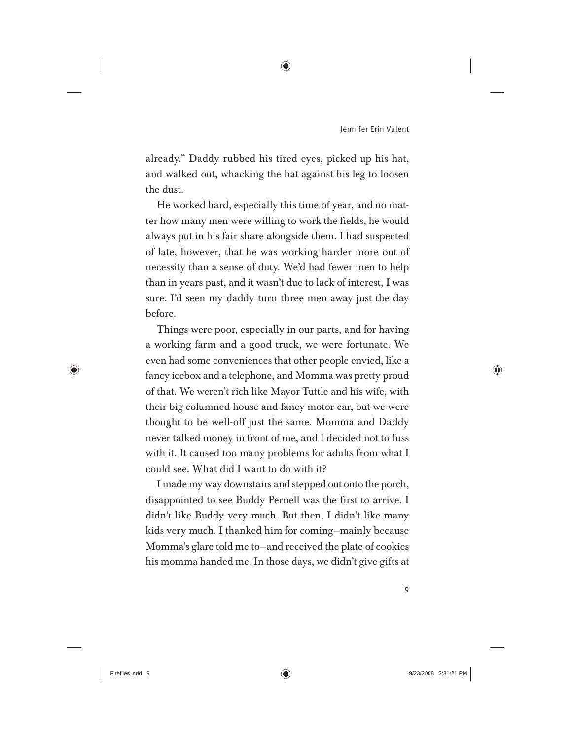already." Daddy rubbed his tired eyes, picked up his hat, and walked out, whacking the hat against his leg to loosen the dust.

He worked hard, especially this time of year, and no matter how many men were willing to work the fields, he would always put in his fair share alongside them. I had suspected of late, however, that he was working harder more out of necessity than a sense of duty. We'd had fewer men to help than in years past, and it wasn't due to lack of interest, I was sure. I'd seen my daddy turn three men away just the day before.

Things were poor, especially in our parts, and for having a working farm and a good truck, we were fortunate. We even had some conveniences that other people envied, like a fancy icebox and a telephone, and Momma was pretty proud of that. We weren't rich like Mayor Tuttle and his wife, with their big columned house and fancy motor car, but we were thought to be well-off just the same. Momma and Daddy never talked money in front of me, and I decided not to fuss with it. It caused too many problems for adults from what I could see. What did I want to do with it?

I made my way downstairs and stepped out onto the porch, disappointed to see Buddy Pernell was the first to arrive. I didn't like Buddy very much. But then, I didn't like many kids very much. I thanked him for coming—mainly because Momma's glare told me to—and received the plate of cookies his momma handed me. In those days, we didn't give gifts at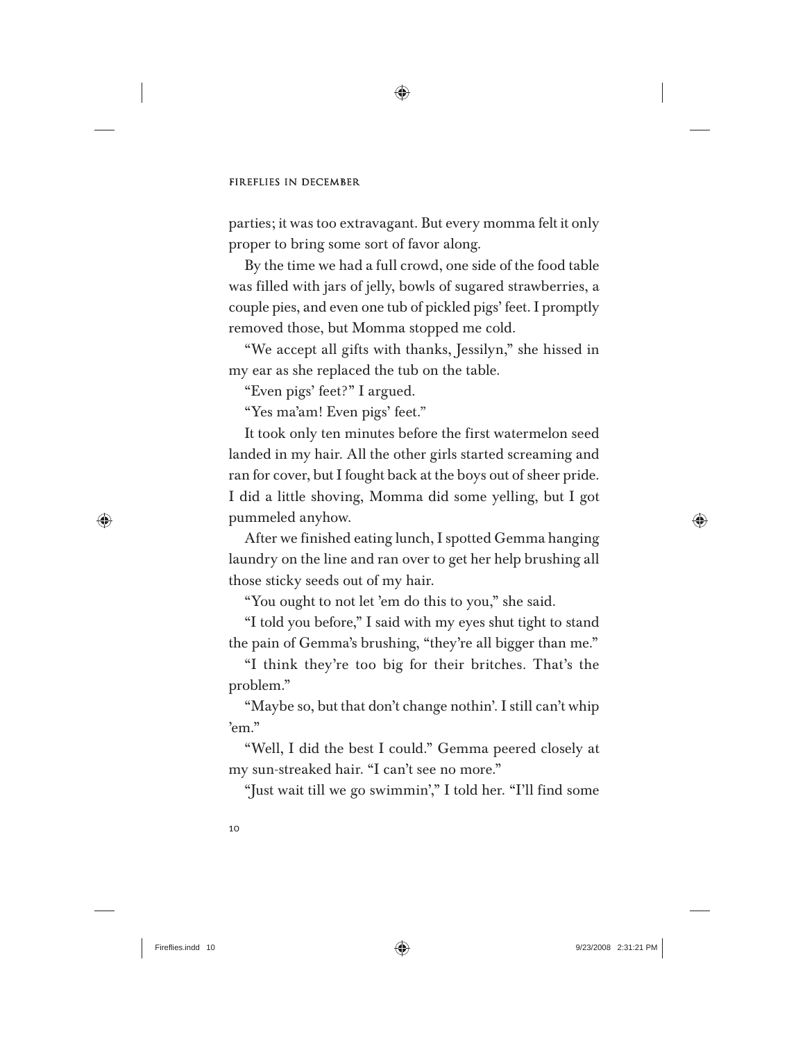parties; it was too extravagant. But every momma felt it only proper to bring some sort of favor along.

By the time we had a full crowd, one side of the food table was filled with jars of jelly, bowls of sugared strawberries, a couple pies, and even one tub of pickled pigs' feet. I promptly removed those, but Momma stopped me cold.

"We accept all gifts with thanks, Jessilyn," she hissed in my ear as she replaced the tub on the table.

"Even pigs' feet?" I argued.

"Yes ma'am! Even pigs' feet."

It took only ten minutes before the first watermelon seed landed in my hair. All the other girls started screaming and ran for cover, but I fought back at the boys out of sheer pride. I did a little shoving, Momma did some yelling, but I got pummeled anyhow.

After we finished eating lunch, I spotted Gemma hanging laundry on the line and ran over to get her help brushing all those sticky seeds out of my hair.

"You ought to not let 'em do this to you," she said.

"I told you before," I said with my eyes shut tight to stand the pain of Gemma's brushing, "they're all bigger than me."

"I think they're too big for their britches. That's the problem."

"Maybe so, but that don't change nothin'. I still can't whip 'em."

"Well, I did the best I could." Gemma peered closely at my sun-streaked hair. "I can't see no more."

"Just wait till we go swimmin'," I told her. "I'll find some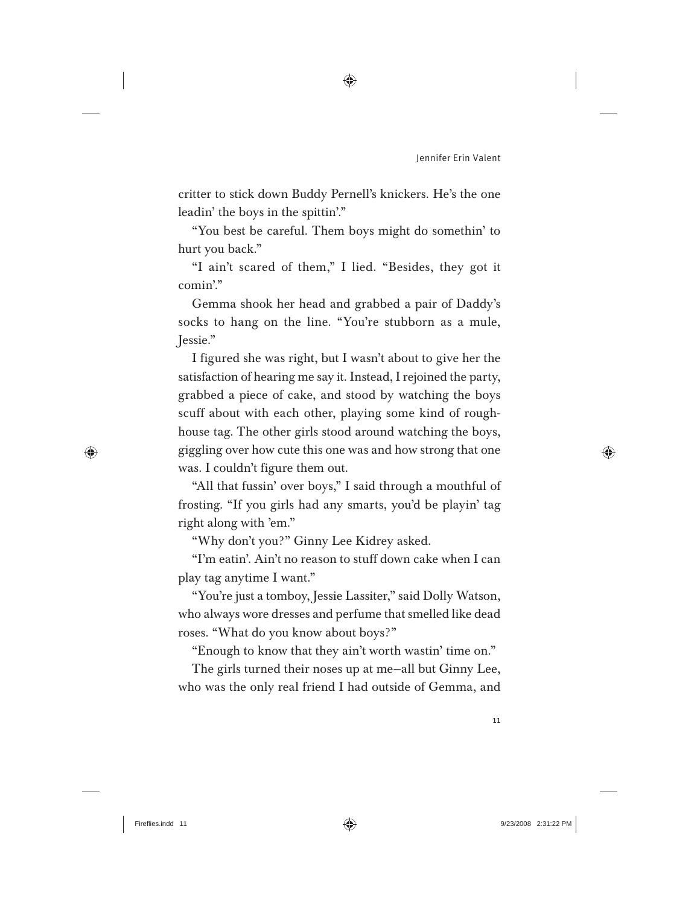critter to stick down Buddy Pernell's knickers. He's the one leadin' the boys in the spittin'."

"You best be careful. Them boys might do somethin' to hurt you back."

"I ain't scared of them," I lied. "Besides, they got it comin'."

Gemma shook her head and grabbed a pair of Daddy's socks to hang on the line. "You're stubborn as a mule, Jessie."

I figured she was right, but I wasn't about to give her the satisfaction of hearing me say it. Instead, I rejoined the party, grabbed a piece of cake, and stood by watching the boys scuff about with each other, playing some kind of roughhouse tag. The other girls stood around watching the boys, giggling over how cute this one was and how strong that one was. I couldn't figure them out.

"All that fussin' over boys," I said through a mouthful of frosting. "If you girls had any smarts, you'd be playin' tag right along with 'em."

"Why don't you?" Ginny Lee Kidrey asked.

"I'm eatin'. Ain't no reason to stuff down cake when I can play tag anytime I want."

"You're just a tomboy, Jessie Lassiter," said Dolly Watson, who always wore dresses and perfume that smelled like dead roses. "What do you know about boys?"

"Enough to know that they ain't worth wastin' time on."

The girls turned their noses up at me—all but Ginny Lee, who was the only real friend I had outside of Gemma, and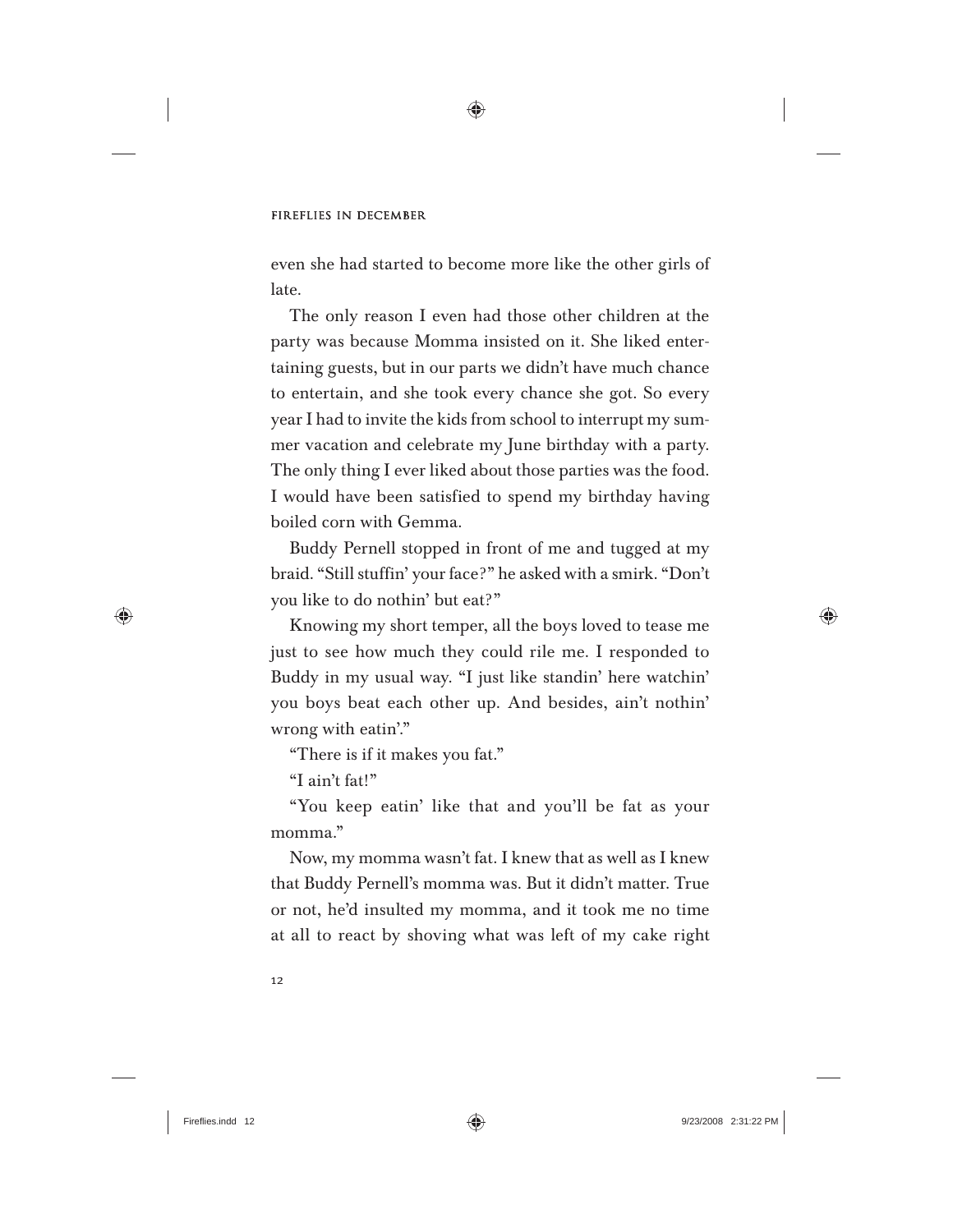even she had started to become more like the other girls of late.

The only reason I even had those other children at the party was because Momma insisted on it. She liked entertaining guests, but in our parts we didn't have much chance to entertain, and she took every chance she got. So every year I had to invite the kids from school to interrupt my summer vacation and celebrate my June birthday with a party. The only thing I ever liked about those parties was the food. I would have been satisfied to spend my birthday having boiled corn with Gemma.

Buddy Pernell stopped in front of me and tugged at my braid. "Still stuffin' your face?" he asked with a smirk. "Don't you like to do nothin' but eat?"

Knowing my short temper, all the boys loved to tease me just to see how much they could rile me. I responded to Buddy in my usual way. "I just like standin' here watchin' you boys beat each other up. And besides, ain't nothin' wrong with eatin'."

"There is if it makes you fat."

"I ain't fat!"

"You keep eatin' like that and you'll be fat as your momma."

Now, my momma wasn't fat. I knew that as well as I knew that Buddy Pernell's momma was. But it didn't matter. True or not, he'd insulted my momma, and it took me no time at all to react by shoving what was left of my cake right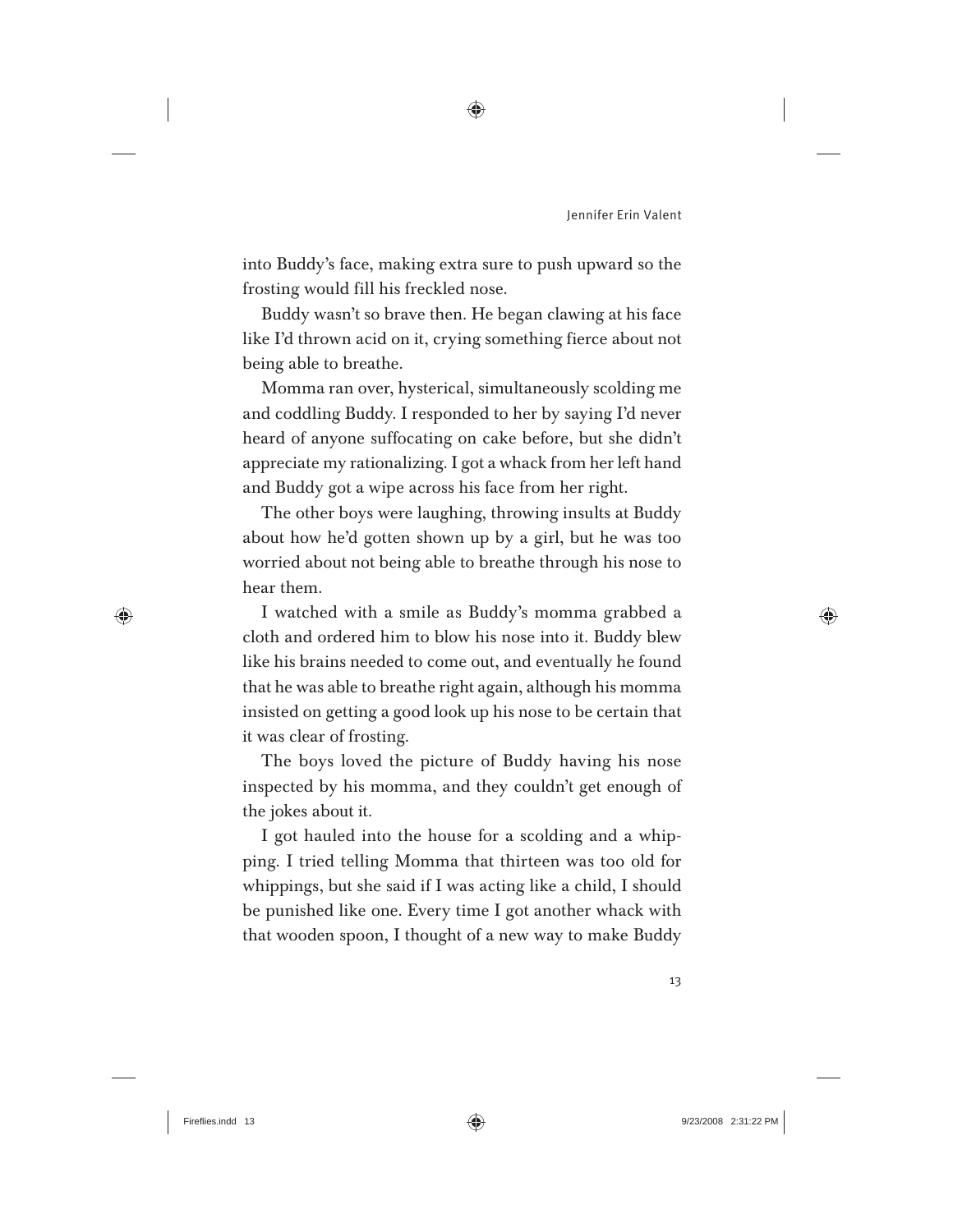into Buddy's face, making extra sure to push upward so the frosting would fill his freckled nose.

Buddy wasn't so brave then. He began clawing at his face like I'd thrown acid on it, crying something fierce about not being able to breathe.

Momma ran over, hysterical, simultaneously scolding me and coddling Buddy. I responded to her by saying I'd never heard of anyone suffocating on cake before, but she didn't appreciate my rationalizing. I got a whack from her left hand and Buddy got a wipe across his face from her right.

The other boys were laughing, throwing insults at Buddy about how he'd gotten shown up by a girl, but he was too worried about not being able to breathe through his nose to hear them.

I watched with a smile as Buddy's momma grabbed a cloth and ordered him to blow his nose into it. Buddy blew like his brains needed to come out, and eventually he found that he was able to breathe right again, although his momma insisted on getting a good look up his nose to be certain that it was clear of frosting.

The boys loved the picture of Buddy having his nose inspected by his momma, and they couldn't get enough of the jokes about it.

I got hauled into the house for a scolding and a whipping. I tried telling Momma that thirteen was too old for whippings, but she said if I was acting like a child, I should be punished like one. Every time I got another whack with that wooden spoon, I thought of a new way to make Buddy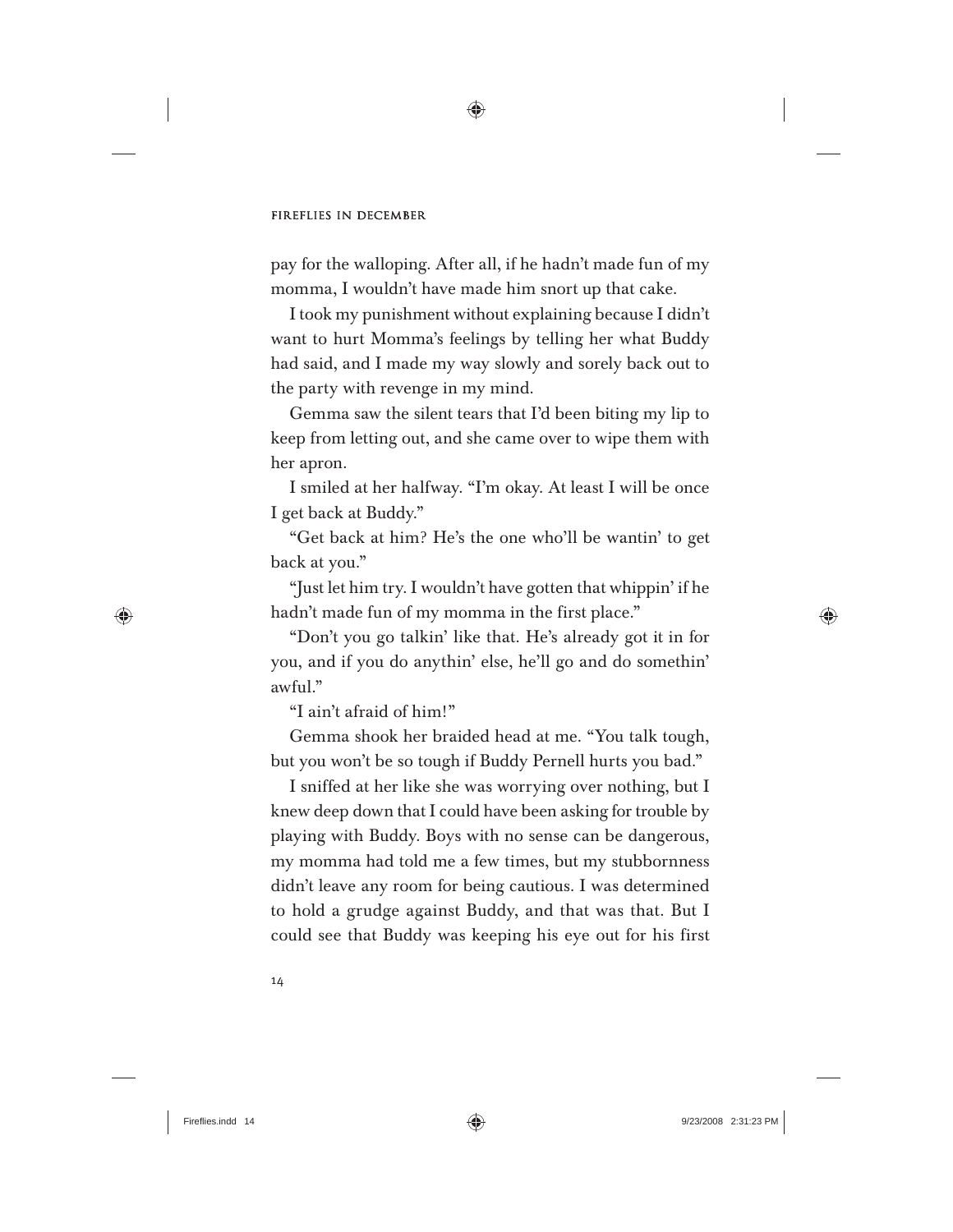pay for the walloping. After all, if he hadn't made fun of my momma, I wouldn't have made him snort up that cake.

I took my punishment without explaining because I didn't want to hurt Momma's feelings by telling her what Buddy had said, and I made my way slowly and sorely back out to the party with revenge in my mind.

Gemma saw the silent tears that I'd been biting my lip to keep from letting out, and she came over to wipe them with her apron.

I smiled at her halfway. "I'm okay. At least I will be once I get back at Buddy."

"Get back at him? He's the one who'll be wantin' to get back at you."

"Just let him try. I wouldn't have gotten that whippin' if he hadn't made fun of my momma in the first place."

"Don't you go talkin' like that. He's already got it in for you, and if you do anythin' else, he'll go and do somethin' awful."

"I ain't afraid of him!"

Gemma shook her braided head at me. "You talk tough, but you won't be so tough if Buddy Pernell hurts you bad."

I sniffed at her like she was worrying over nothing, but I knew deep down that I could have been asking for trouble by playing with Buddy. Boys with no sense can be dangerous, my momma had told me a few times, but my stubbornness didn't leave any room for being cautious. I was determined to hold a grudge against Buddy, and that was that. But I could see that Buddy was keeping his eye out for his first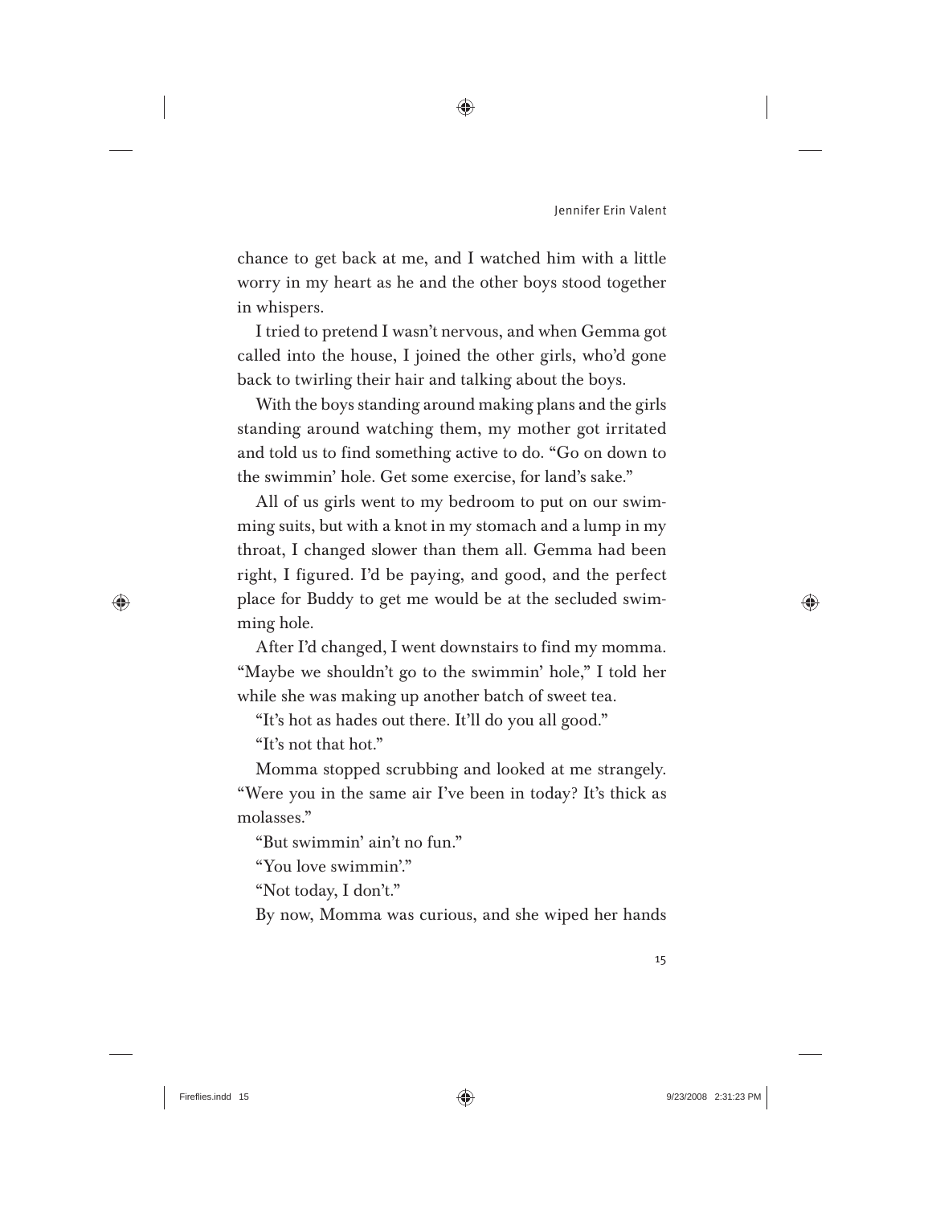chance to get back at me, and I watched him with a little worry in my heart as he and the other boys stood together in whispers.

I tried to pretend I wasn't nervous, and when Gemma got called into the house, I joined the other girls, who'd gone back to twirling their hair and talking about the boys.

With the boys standing around making plans and the girls standing around watching them, my mother got irritated and told us to find something active to do. "Go on down to the swimmin' hole. Get some exercise, for land's sake."

All of us girls went to my bedroom to put on our swimming suits, but with a knot in my stomach and a lump in my throat, I changed slower than them all. Gemma had been right, I figured. I'd be paying, and good, and the perfect place for Buddy to get me would be at the secluded swimming hole.

After I'd changed, I went downstairs to find my momma. "Maybe we shouldn't go to the swimmin' hole," I told her while she was making up another batch of sweet tea.

"It's hot as hades out there. It'll do you all good."

"It's not that hot."

Momma stopped scrubbing and looked at me strangely. "Were you in the same air I've been in today? It's thick as molasses."

"But swimmin' ain't no fun."

"You love swimmin'."

"Not today, I don't."

By now, Momma was curious, and she wiped her hands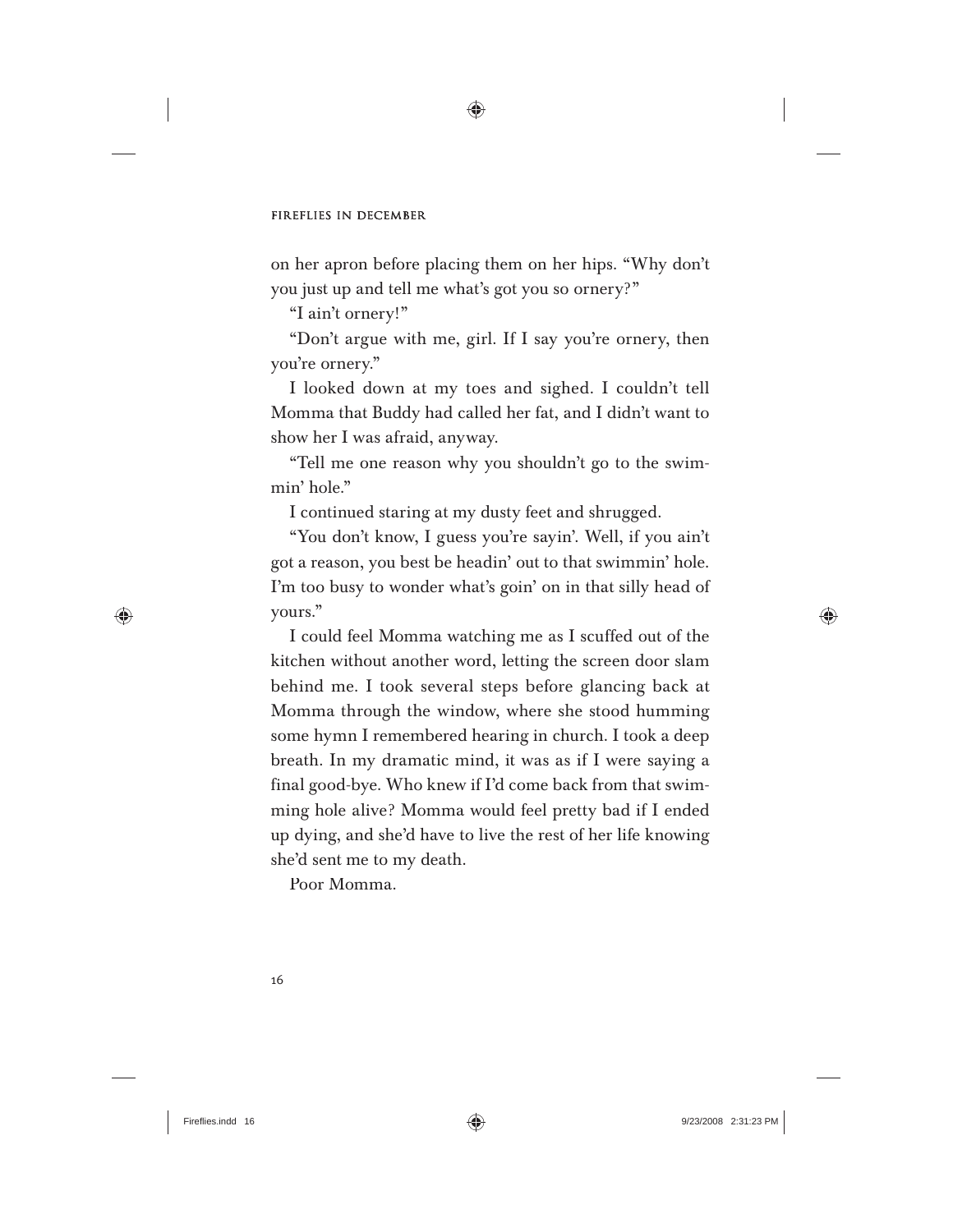on her apron before placing them on her hips. "Why don't you just up and tell me what's got you so ornery?"

"I ain't ornery!"

"Don't argue with me, girl. If I say you're ornery, then you're ornery."

I looked down at my toes and sighed. I couldn't tell Momma that Buddy had called her fat, and I didn't want to show her I was afraid, anyway.

"Tell me one reason why you shouldn't go to the swimmin' hole."

I continued staring at my dusty feet and shrugged.

"You don't know, I guess you're sayin'. Well, if you ain't got a reason, you best be headin' out to that swimmin' hole. I'm too busy to wonder what's goin' on in that silly head of yours."

I could feel Momma watching me as I scuffed out of the kitchen without another word, letting the screen door slam behind me. I took several steps before glancing back at Momma through the window, where she stood humming some hymn I remembered hearing in church. I took a deep breath. In my dramatic mind, it was as if I were saying a final good-bye. Who knew if I'd come back from that swimming hole alive? Momma would feel pretty bad if I ended up dying, and she'd have to live the rest of her life knowing she'd sent me to my death.

Poor Momma.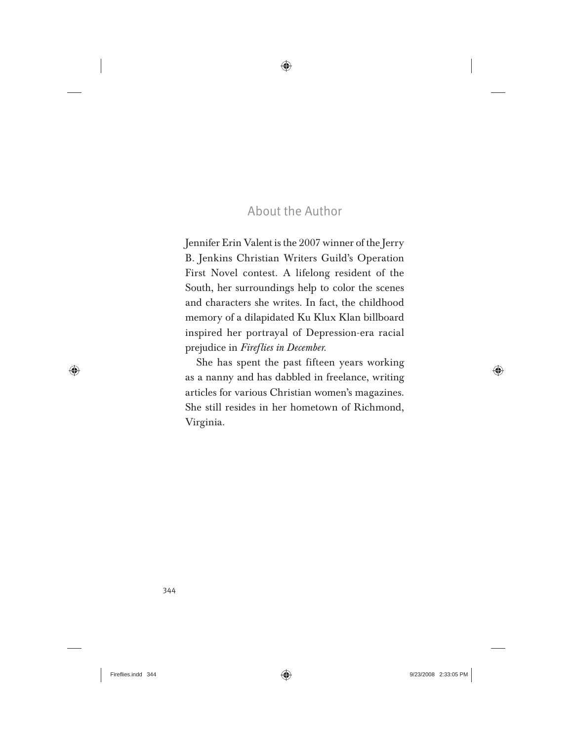## About the Author

Jennifer Erin Valent is the 2007 winner of the Jerry B. Jenkins Christian Writers Guild's Operation First Novel contest. A lifelong resident of the South, her surroundings help to color the scenes and characters she writes. In fact, the childhood memory of a dilapidated Ku Klux Klan billboard inspired her portrayal of Depression-era racial prejudice in *Fireflies in December.*

She has spent the past fifteen years working as a nanny and has dabbled in freelance, writing articles for various Christian women's magazines. She still resides in her hometown of Richmond, Virginia.